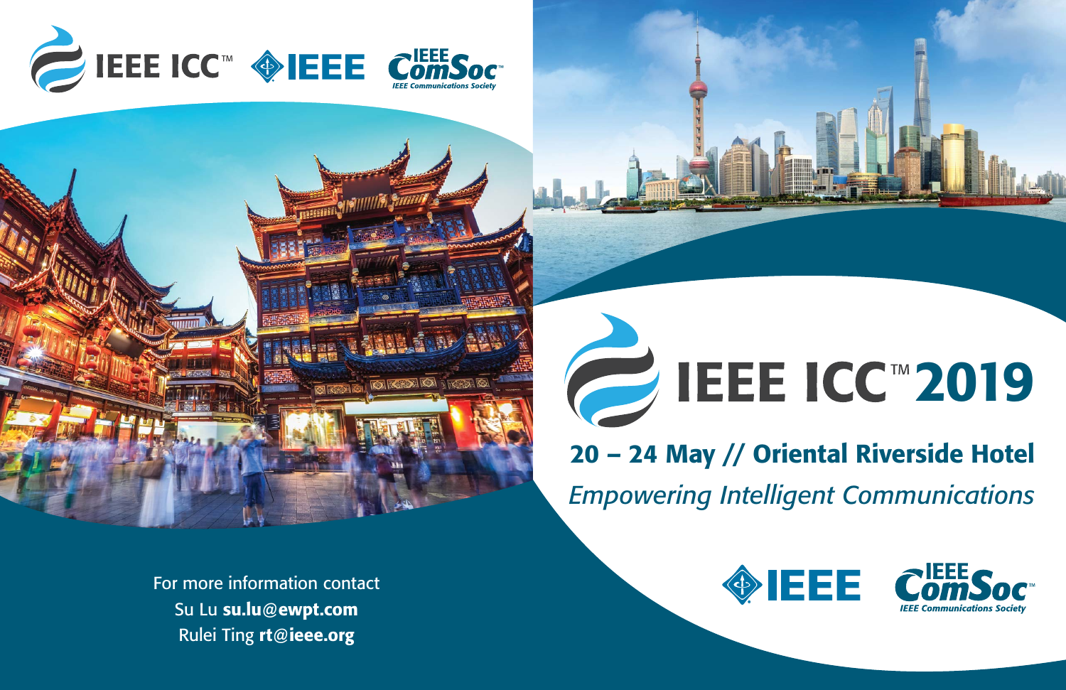IEEE ICC™ IEEE ComSoc IEEE Communications Society

# IEEE ICC™ 2019

## 20 – 24 May // Oriental Riverside Hotel

*Empowering Intelligent Communications*

IEEE ComSoc IEEE Communications Society

For more information contact
Su Lu **su.lu@ewpt.com**
Rulei Ting **rt@ieee.org**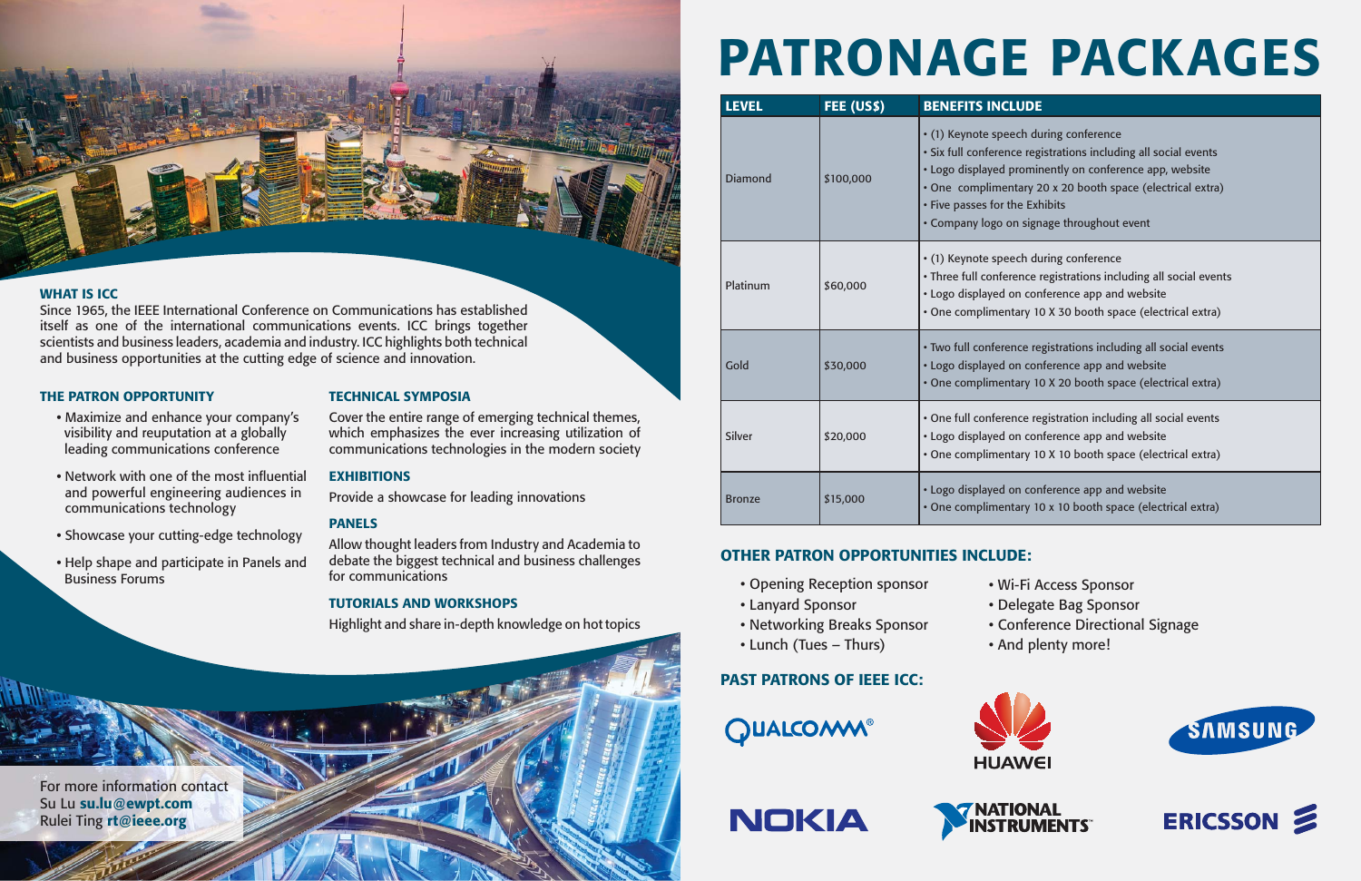## WHAT IS ICC

Since 1965, the IEEE International Conference on Communications has established itself as one of the international communications events. ICC brings together scientists and business leaders, academia and industry. ICC highlights both technical and business opportunities at the cutting edge of science and innovation.

## THE PATRON OPPORTUNITY

- Maximize and enhance your company's visibility and reuputation at a globally leading communications conference
- Network with one of the most influential and powerful engineering audiences in communications technology
- Showcase your cutting-edge technology
- Help shape and participate in Panels and Business Forums

## TECHNICAL SYMPOSIA

Cover the entire range of emerging technical themes, which emphasizes the ever increasing utilization of communications technologies in the modern society

## EXHIBITIONS

Provide a showcase for leading innovations

## PANELS

Allow thought leaders from Industry and Academia to debate the biggest technical and business challenges for communications

## TUTORIALS AND WORKSHOPS

Highlight and share in-depth knowledge on hot topics

For more information contact
Su Lu **su.lu@ewpt.com**
Rulei Ting **rt@ieee.org**

# PATRONAGE PACKAGES

| LEVEL | FEE (US$) | BENEFITS INCLUDE |
|---|---|---|
| Diamond | $100,000 | • (1) Keynote speech during conference<br>• Six full conference registrations including all social events<br>• Logo displayed prominently on conference app, website<br>• One complimentary 20 x 20 booth space (electrical extra)<br>• Five passes for the Exhibits<br>• Company logo on signage throughout event |
| Platinum | $60,000 | • (1) Keynote speech during conference<br>• Three full conference registrations including all social events<br>• Logo displayed on conference app and website<br>• One complimentary 10 X 30 booth space (electrical extra) |
| Gold | $30,000 | • Two full conference registrations including all social events<br>• Logo displayed on conference app and website<br>• One complimentary 10 X 20 booth space (electrical extra) |
| Silver | $20,000 | • One full conference registration including all social events<br>• Logo displayed on conference app and website<br>• One complimentary 10 X 10 booth space (electrical extra) |
| Bronze | $15,000 | • Logo displayed on conference app and website<br>• One complimentary 10 x 10 booth space (electrical extra) |

## OTHER PATRON OPPORTUNITIES INCLUDE:

- Opening Reception sponsor
- Lanyard Sponsor
- Networking Breaks Sponsor
- Lunch (Tues – Thurs)
- Wi-Fi Access Sponsor
- Delegate Bag Sponsor
- Conference Directional Signage
- And plenty more!

## PAST PATRONS OF IEEE ICC:

QUALCOMM®
HUAWEI
SAMSUNG
NOKIA
NATIONAL INSTRUMENTS™
ERICSSON